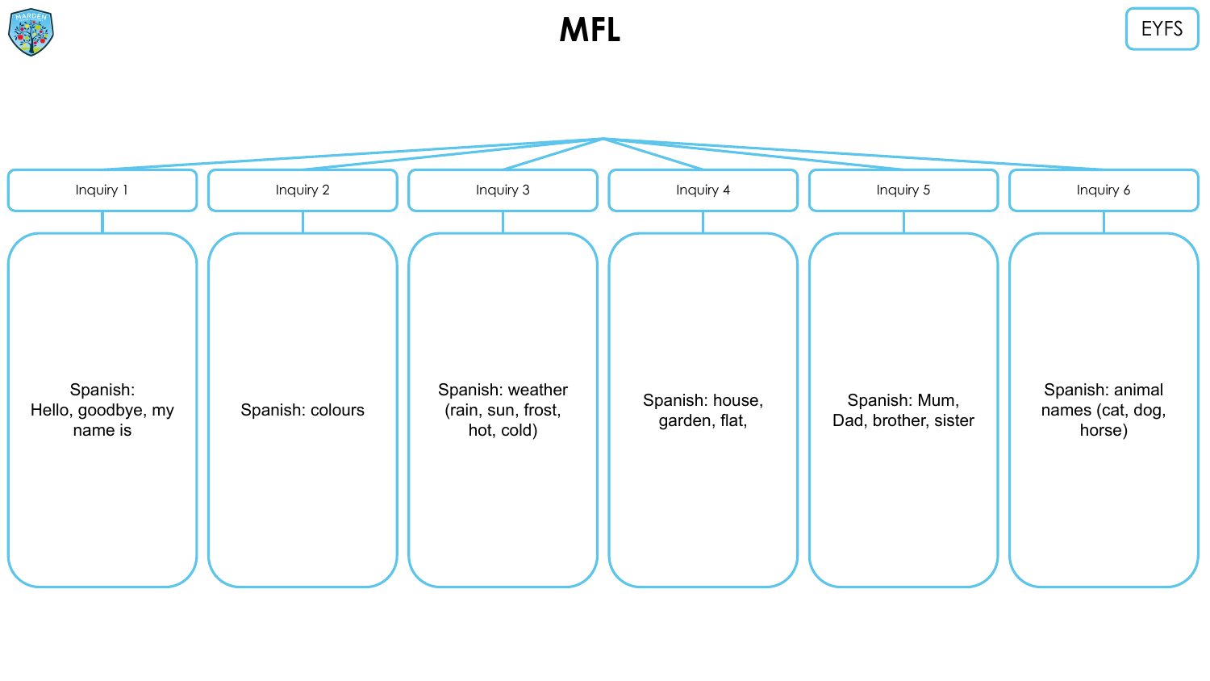# MFL

EYFS

| Inquiry 1 | Inquiry 2 | Inquiry 3 | Inquiry 4 | Inquiry 5 | Inquiry 6 |
| --- | --- | --- | --- | --- | --- |
| Spanish: Hello, goodbye, my name is | Spanish: colours | Spanish: weather (rain, sun, frost, hot, cold) | Spanish: house, garden, flat, | Spanish: Mum, Dad, brother, sister | Spanish: animal names (cat, dog, horse) |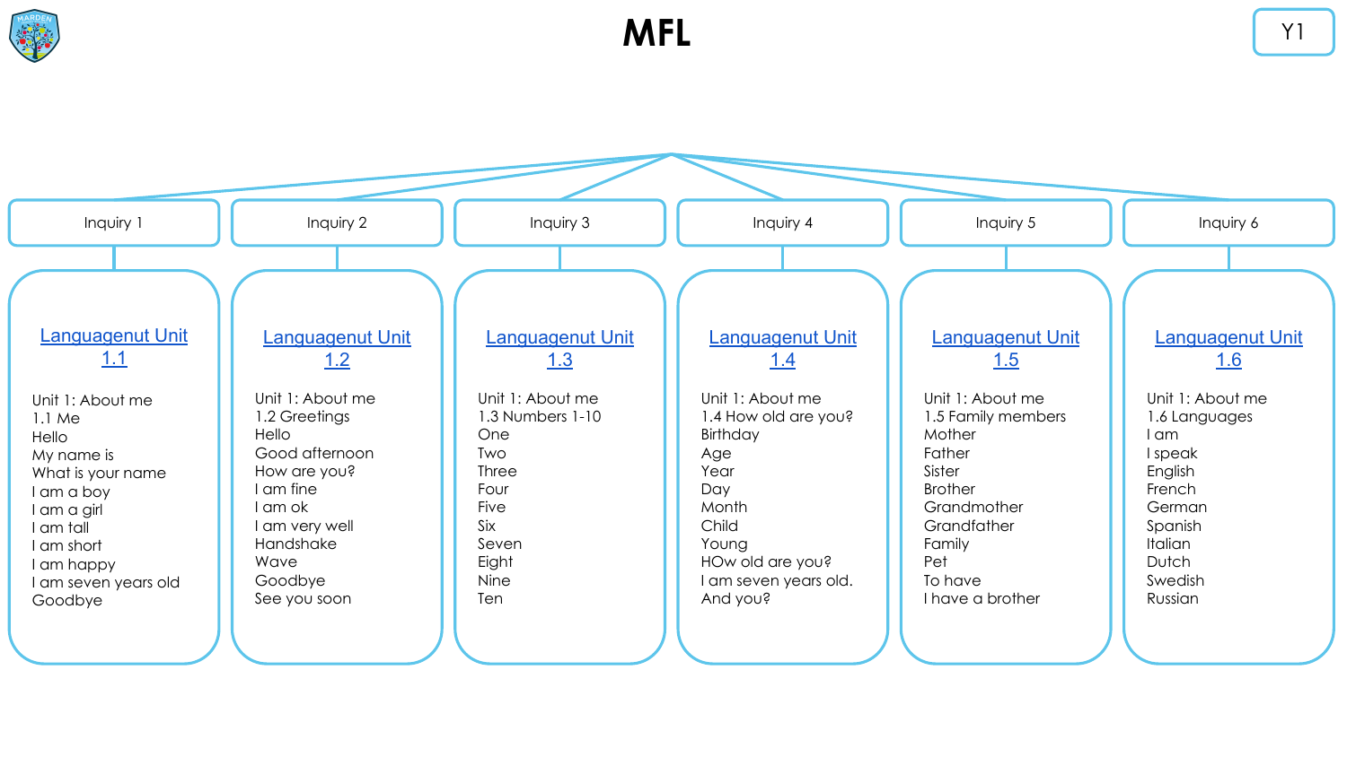# MFL

Y1

## Inquiry 1

[Languagenut Unit 1.1]

Unit 1: About me
1.1 Me
Hello
My name is
What is your name
I am a boy
I am a girl
I am tall
I am short
I am happy
I am seven years old
Goodbye

## Inquiry 2

[Languagenut Unit 1.2]

Unit 1: About me
1.2 Greetings
Hello
Good afternoon
How are you?
I am fine
I am ok
I am very well
Handshake
Wave
Goodbye
See you soon

## Inquiry 3

[Languagenut Unit 1.3]

Unit 1: About me
1.3 Numbers 1-10
One
Two
Three
Four
Five
Six
Seven
Eight
Nine
Ten

## Inquiry 4

[Languagenut Unit 1.4]

Unit 1: About me
1.4 How old are you?
Birthday
Age
Year
Day
Month
Child
Young
HOw old are you?
I am seven years old.
And you?

## Inquiry 5

[Languagenut Unit 1.5]

Unit 1: About me
1.5 Family members
Mother
Father
Sister
Brother
Grandmother
Grandfather
Family
Pet
To have
I have a brother

## Inquiry 6

[Languagenut Unit 1.6]

Unit 1: About me
1.6 Languages
I am
I speak
English
French
German
Spanish
Italian
Dutch
Swedish
Russian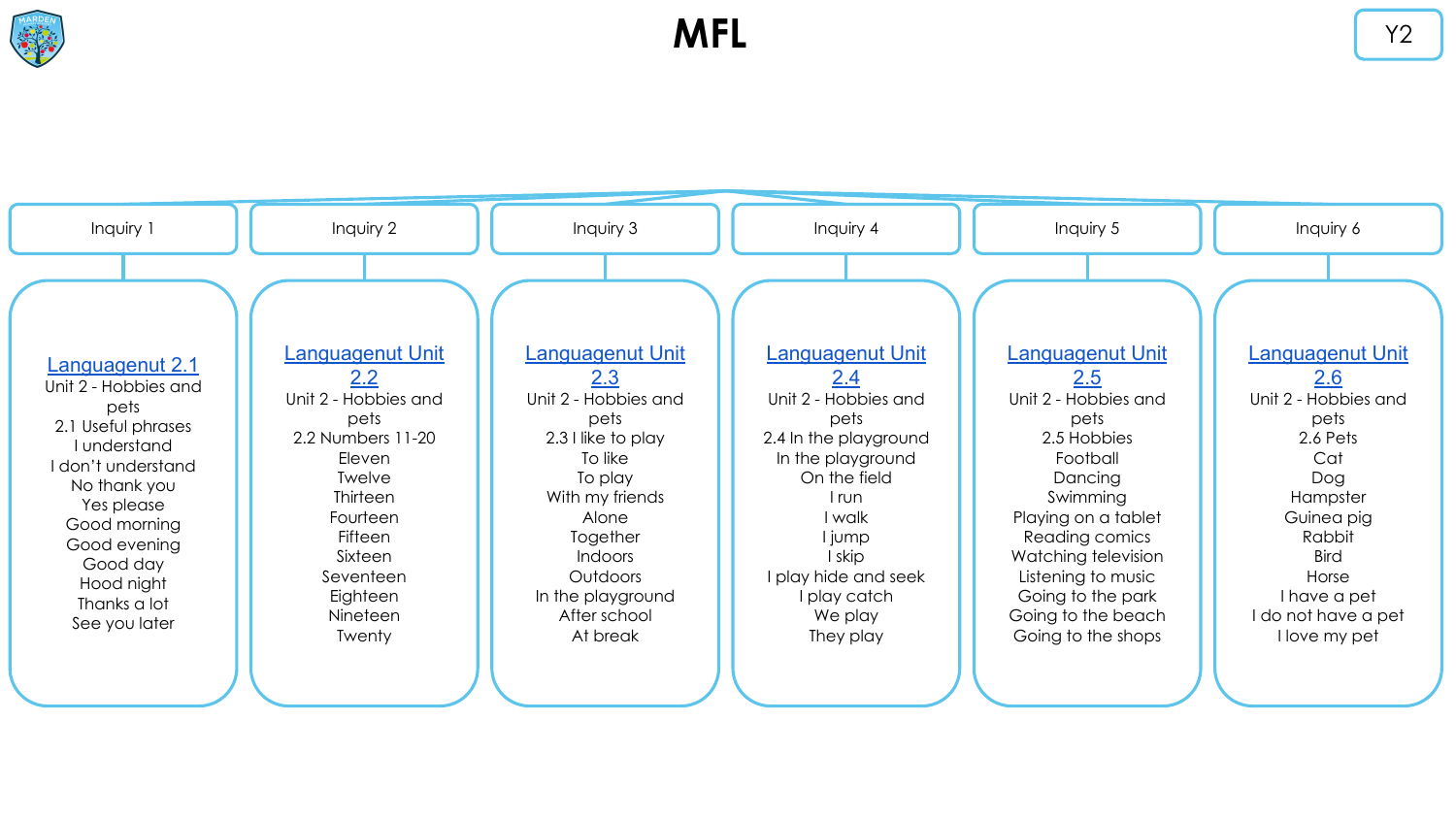# MFL

Y2

## Inquiry 1

[Languagenut 2.1]

Unit 2 - Hobbies and pets

2.1 Useful phrases

- I understand
- I don't understand
- No thank you
- Yes please
- Good morning
- Good evening
- Good day
- Hood night
- Thanks a lot
- See you later

## Inquiry 2

[Languagenut Unit 2.2]

Unit 2 - Hobbies and pets

2.2 Numbers 11-20

- Eleven
- Twelve
- Thirteen
- Fourteen
- Fifteen
- Sixteen
- Seventeen
- Eighteen
- Nineteen
- Twenty

## Inquiry 3

[Languagenut Unit 2.3]

Unit 2 - Hobbies and pets

2.3 I like to play

- To like
- To play
- With my friends
- Alone
- Together
- Indoors
- Outdoors
- In the playground
- After school
- At break

## Inquiry 4

[Languagenut Unit 2.4]

Unit 2 - Hobbies and pets

2.4 In the playground

- In the playground
- On the field
- I run
- I walk
- I jump
- I skip
- I play hide and seek
- I play catch
- We play
- They play

## Inquiry 5

[Languagenut Unit 2.5]

Unit 2 - Hobbies and pets

2.5 Hobbies

- Football
- Dancing
- Swimming
- Playing on a tablet
- Reading comics
- Watching television
- Listening to music
- Going to the park
- Going to the beach
- Going to the shops

## Inquiry 6

[Languagenut Unit 2.6]

Unit 2 - Hobbies and pets

2.6 Pets

- Cat
- Dog
- Hampster
- Guinea pig
- Rabbit
- Bird
- Horse
- I have a pet
- I do not have a pet
- I love my pet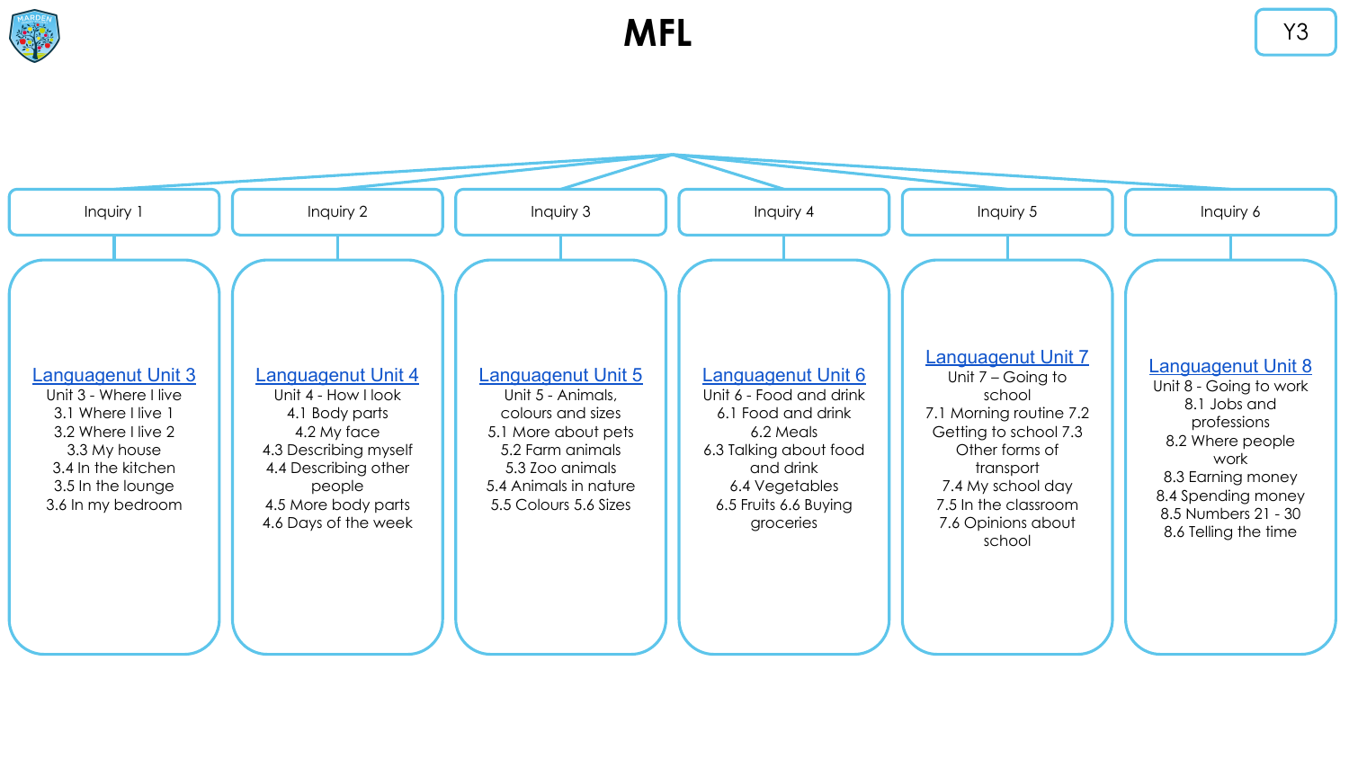# MFL

Y3

## Inquiry 1

**Languagenut Unit 3**

Unit 3 - Where I live
3.1 Where I live 1
3.2 Where I live 2
3.3 My house
3.4 In the kitchen
3.5 In the lounge
3.6 In my bedroom

## Inquiry 2

**Languagenut Unit 4**

Unit 4 - How I look
4.1 Body parts
4.2 My face
4.3 Describing myself
4.4 Describing other people
4.5 More body parts
4.6 Days of the week

## Inquiry 3

**Languagenut Unit 5**

Unit 5 - Animals, colours and sizes
5.1 More about pets
5.2 Farm animals
5.3 Zoo animals
5.4 Animals in nature
5.5 Colours 5.6 Sizes

## Inquiry 4

**Languagenut Unit 6**

Unit 6 - Food and drink
6.1 Food and drink
6.2 Meals
6.3 Talking about food and drink
6.4 Vegetables
6.5 Fruits 6.6 Buying groceries

## Inquiry 5

**Languagenut Unit 7**

Unit 7 – Going to school
7.1 Morning routine 7.2 Getting to school 7.3 Other forms of transport
7.4 My school day
7.5 In the classroom
7.6 Opinions about school

## Inquiry 6

**Languagenut Unit 8**

Unit 8 - Going to work
8.1 Jobs and professions
8.2 Where people work
8.3 Earning money
8.4 Spending money
8.5 Numbers 21 - 30
8.6 Telling the time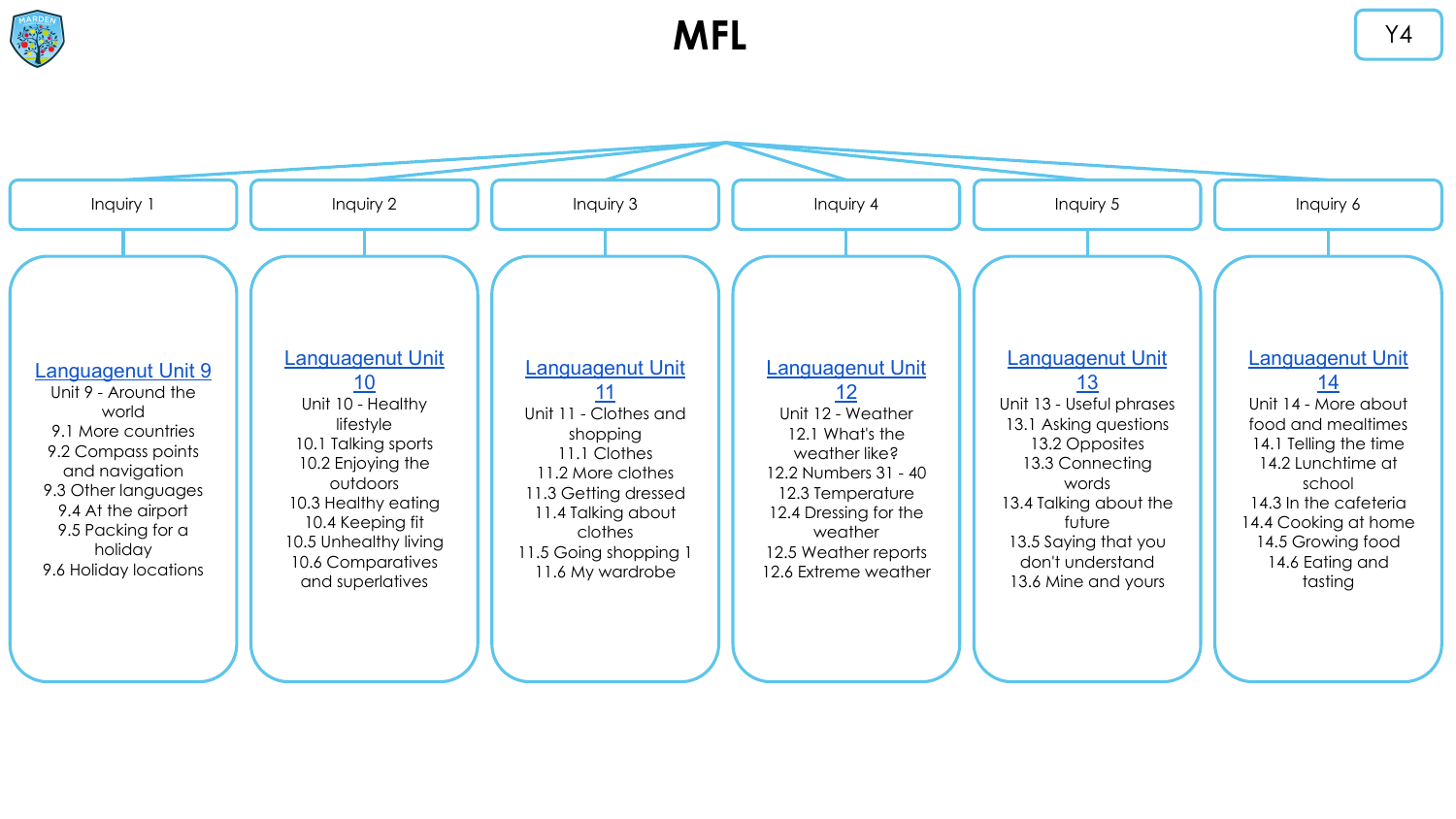# MFL

Y4

## Inquiry 1

**Languagenut Unit 9**

Unit 9 - Around the world

- 9.1 More countries
- 9.2 Compass points and navigation
- 9.3 Other languages
- 9.4 At the airport
- 9.5 Packing for a holiday
- 9.6 Holiday locations

## Inquiry 2

**Languagenut Unit 10**

Unit 10 - Healthy lifestyle

- 10.1 Talking sports
- 10.2 Enjoying the outdoors
- 10.3 Healthy eating
- 10.4 Keeping fit
- 10.5 Unhealthy living
- 10.6 Comparatives and superlatives

## Inquiry 3

**Languagenut Unit 11**

Unit 11 - Clothes and shopping

- 11.1 Clothes
- 11.2 More clothes
- 11.3 Getting dressed
- 11.4 Talking about clothes
- 11.5 Going shopping 1
- 11.6 My wardrobe

## Inquiry 4

**Languagenut Unit 12**

Unit 12 - Weather

- 12.1 What's the weather like?
- 12.2 Numbers 31 - 40
- 12.3 Temperature
- 12.4 Dressing for the weather
- 12.5 Weather reports
- 12.6 Extreme weather

## Inquiry 5

**Languagenut Unit 13**

Unit 13 - Useful phrases

- 13.1 Asking questions
- 13.2 Opposites
- 13.3 Connecting words
- 13.4 Talking about the future
- 13.5 Saying that you don't understand
- 13.6 Mine and yours

## Inquiry 6

**Languagenut Unit 14**

Unit 14 - More about food and mealtimes

- 14.1 Telling the time
- 14.2 Lunchtime at school
- 14.3 In the cafeteria
- 14.4 Cooking at home
- 14.5 Growing food
- 14.6 Eating and tasting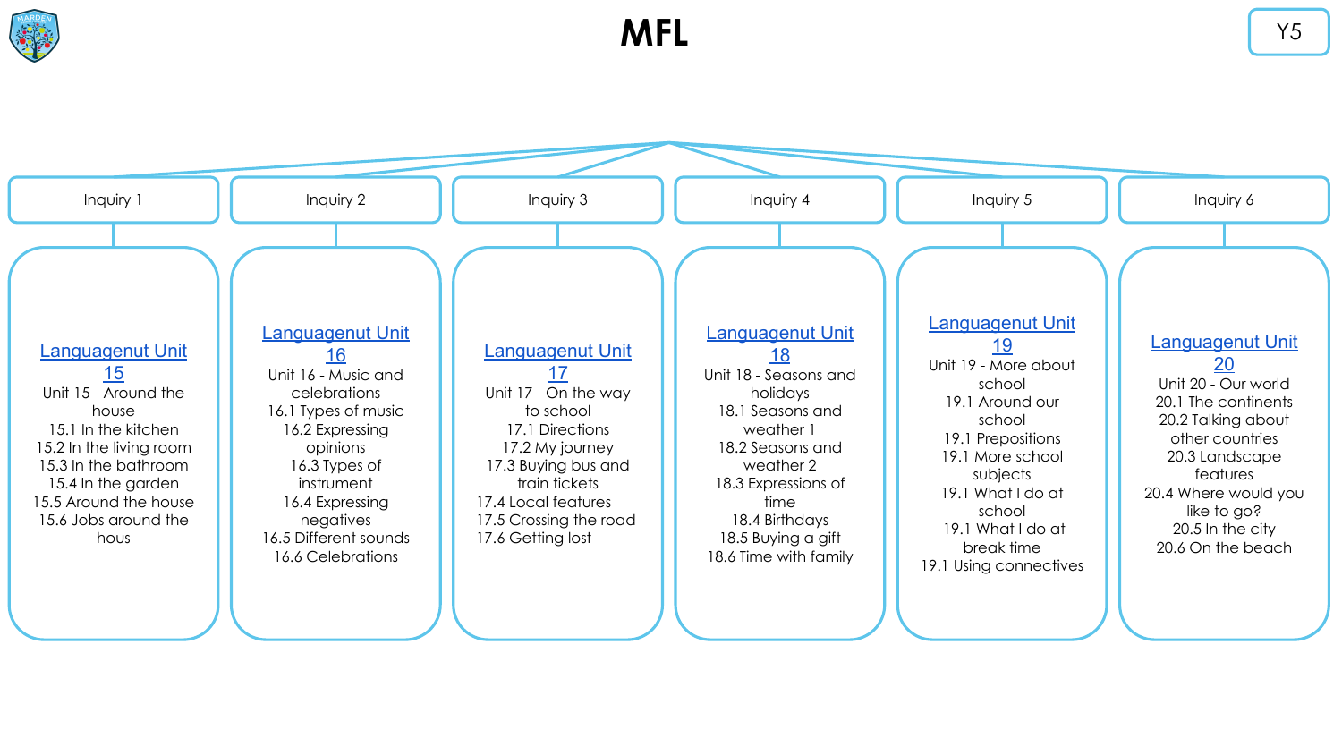# MFL

Y5

## Inquiry 1

[Languagenut Unit 15]

Unit 15 - Around the house

- 15.1 In the kitchen
- 15.2 In the living room
- 15.3 In the bathroom
- 15.4 In the garden
- 15.5 Around the house
- 15.6 Jobs around the hous

## Inquiry 2

[Languagenut Unit 16]

Unit 16 - Music and celebrations

- 16.1 Types of music
- 16.2 Expressing opinions
- 16.3 Types of instrument
- 16.4 Expressing negatives
- 16.5 Different sounds
- 16.6 Celebrations

## Inquiry 3

[Languagenut Unit 17]

Unit 17 - On the way to school

- 17.1 Directions
- 17.2 My journey
- 17.3 Buying bus and train tickets
- 17.4 Local features
- 17.5 Crossing the road
- 17.6 Getting lost

## Inquiry 4

[Languagenut Unit 18]

Unit 18 - Seasons and holidays

- 18.1 Seasons and weather 1
- 18.2 Seasons and weather 2
- 18.3 Expressions of time
- 18.4 Birthdays
- 18.5 Buying a gift
- 18.6 Time with family

## Inquiry 5

[Languagenut Unit 19]

Unit 19 - More about school

- 19.1 Around our school
- 19.1 Prepositions
- 19.1 More school subjects
- 19.1 What I do at school
- 19.1 What I do at break time
- 19.1 Using connectives

## Inquiry 6

[Languagenut Unit 20]

Unit 20 - Our world

- 20.1 The continents
- 20.2 Talking about other countries
- 20.3 Landscape features
- 20.4 Where would you like to go?
- 20.5 In the city
- 20.6 On the beach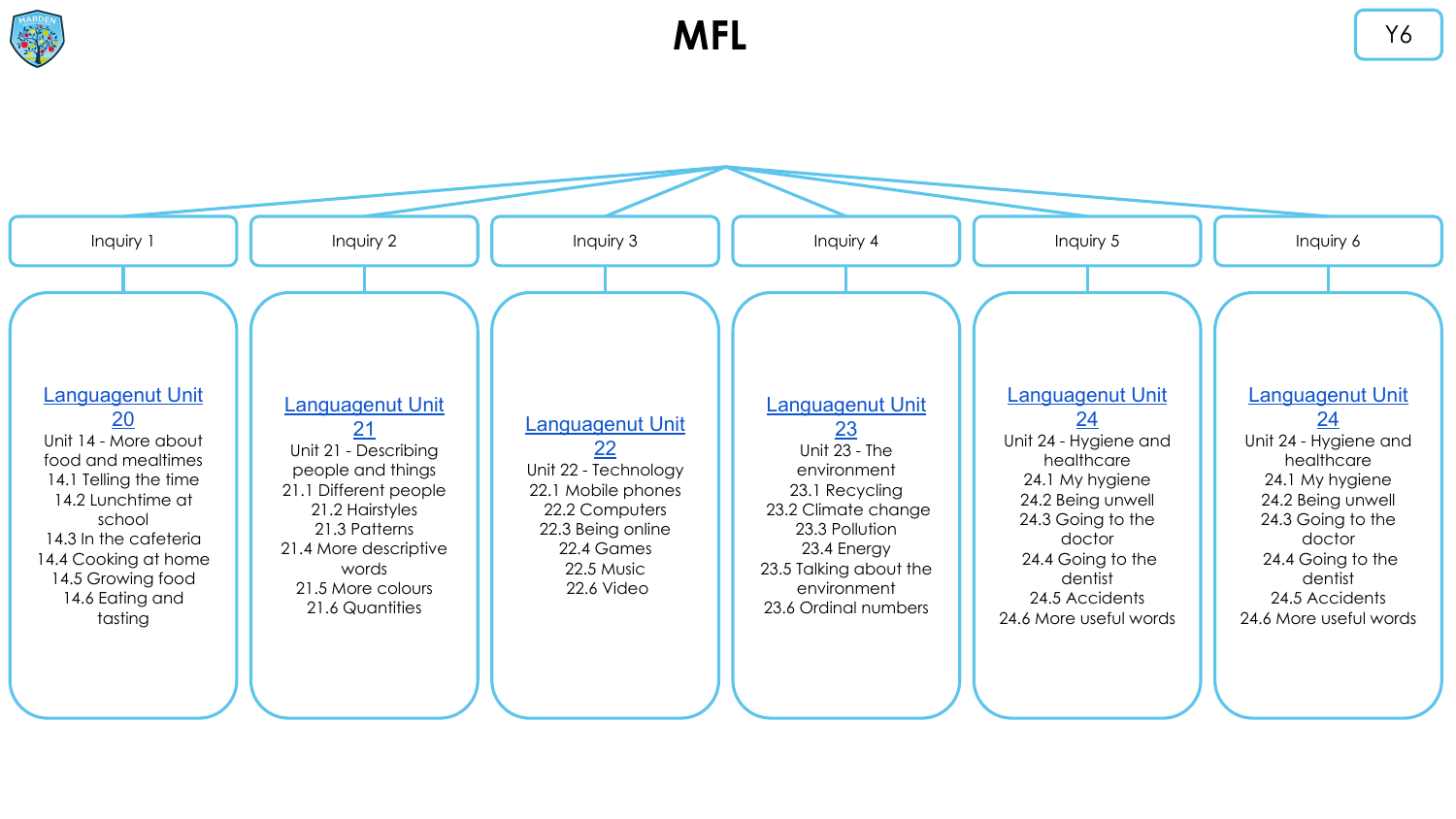# MFL

Y6

## Inquiry 1

Languagenut Unit 20

Unit 14 - More about food and mealtimes
14.1 Telling the time
14.2 Lunchtime at school
14.3 In the cafeteria
14.4 Cooking at home
14.5 Growing food
14.6 Eating and tasting

## Inquiry 2

Languagenut Unit 21

Unit 21 - Describing people and things
21.1 Different people
21.2 Hairstyles
21.3 Patterns
21.4 More descriptive words
21.5 More colours
21.6 Quantities

## Inquiry 3

Languagenut Unit 22

Unit 22 - Technology
22.1 Mobile phones
22.2 Computers
22.3 Being online
22.4 Games
22.5 Music
22.6 Video

## Inquiry 4

Languagenut Unit 23

Unit 23 - The environment
23.1 Recycling
23.2 Climate change
23.3 Pollution
23.4 Energy
23.5 Talking about the environment
23.6 Ordinal numbers

## Inquiry 5

Languagenut Unit 24

Unit 24 - Hygiene and healthcare
24.1 My hygiene
24.2 Being unwell
24.3 Going to the doctor
24.4 Going to the dentist
24.5 Accidents
24.6 More useful words

## Inquiry 6

Languagenut Unit 24

Unit 24 - Hygiene and healthcare
24.1 My hygiene
24.2 Being unwell
24.3 Going to the doctor
24.4 Going to the dentist
24.5 Accidents
24.6 More useful words